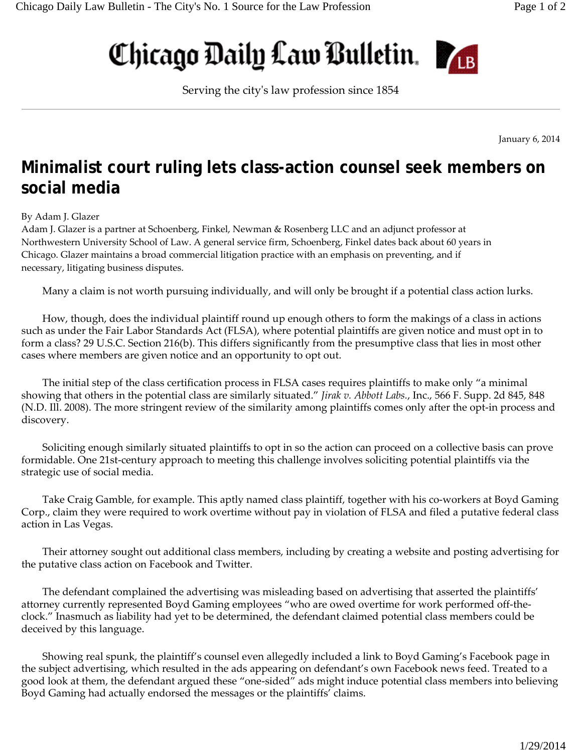# Chicago Daily Law Bulletin

Serving the city's law profession since 1854

January 6, 2014

## Minimalist court ruling lets class-action counsel seek members on social media

By Adam J. Glazer

Adam J. Glazer is a partner at Schoenberg, Finkel, Newman & Rosenberg LLC and an adjunct professor at Northwestern University School of Law. A general service firm, Schoenberg, Finkel dates back about 60 years in Chicago. Glazer maintains a broad commercial litigation practice with an emphasis on preventing, and if necessary, litigating business disputes.

Many a claim is not worth pursuing individually, and will only be brought if a potential class action lurks.

How, though, does the individual plaintiff round up enough others to form the makings of a class in actions such as under the Fair Labor Standards Act (FLSA), where potential plaintiffs are given notice and must opt in to form a class? 29 U.S.C. Section 216(b). This differs significantly from the presumptive class that lies in most other cases where members are given notice and an opportunity to opt out.

The initial step of the class certification process in FLSA cases requires plaintiffs to make only "a minimal showing that others in the potential class are similarly situated." *Jirak v. Abbott Labs.*, Inc., 566 F. Supp. 2d 845, 848 (N.D. Ill. 2008). The more stringent review of the similarity among plaintiffs comes only after the opt-in process and discovery.

Soliciting enough similarly situated plaintiffs to opt in so the action can proceed on a collective basis can prove formidable. One 21st-century approach to meeting this challenge involves soliciting potential plaintiffs via the strategic use of social media.

Take Craig Gamble, for example. This aptly named class plaintiff, together with his co-workers at Boyd Gaming Corp., claim they were required to work overtime without pay in violation of FLSA and filed a putative federal class action in Las Vegas.

Their attorney sought out additional class members, including by creating a website and posting advertising for the putative class action on Facebook and Twitter.

The defendant complained the advertising was misleading based on advertising that asserted the plaintiffs' attorney currently represented Boyd Gaming employees "who are owed overtime for work performed off-the-clock." Inasmuch as liability had yet to be determined, the defendant claimed potential class members could be deceived by this language.

Showing real spunk, the plaintiff's counsel even allegedly included a link to Boyd Gaming's Facebook page in the subject advertising, which resulted in the ads appearing on defendant's own Facebook news feed. Treated to a good look at them, the defendant argued these "one-sided" ads might induce potential class members into believing Boyd Gaming had actually endorsed the messages or the plaintiffs' claims.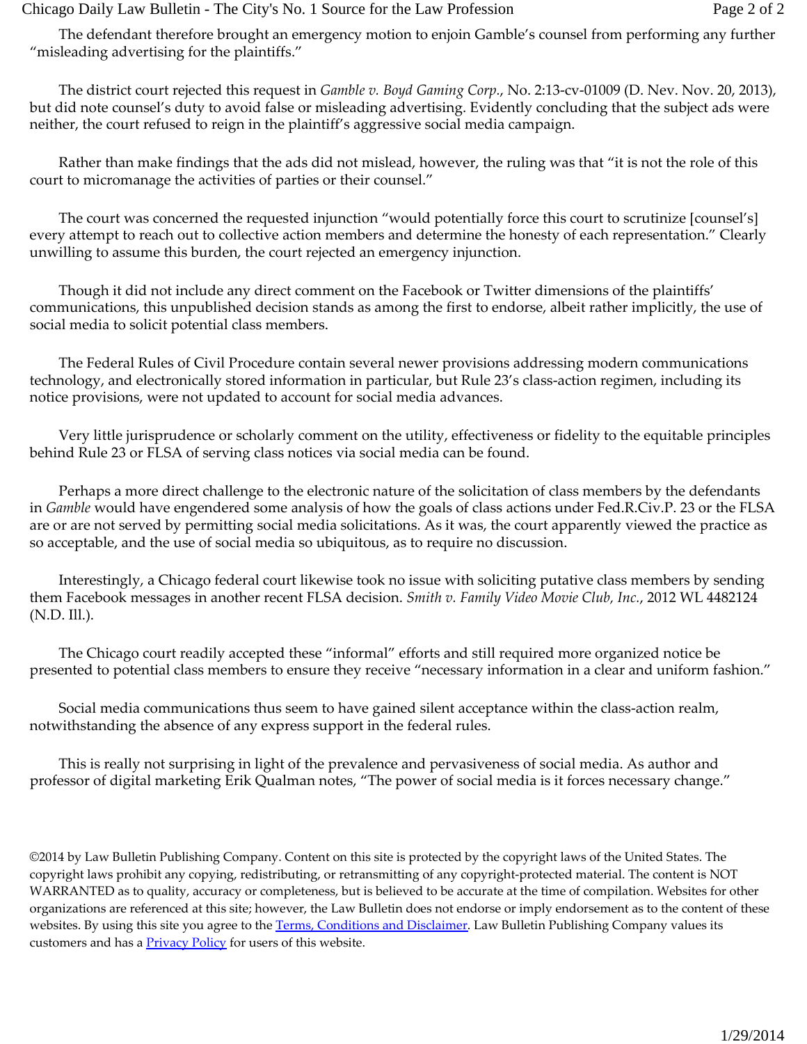The defendant therefore brought an emergency motion to enjoin Gamble's counsel from performing any further "misleading advertising for the plaintiffs."

The district court rejected this request in *Gamble v. Boyd Gaming Corp.*, No. 2:13-cv-01009 (D. Nev. Nov. 20, 2013), but did note counsel's duty to avoid false or misleading advertising. Evidently concluding that the subject ads were neither, the court refused to reign in the plaintiff's aggressive social media campaign.

Rather than make findings that the ads did not mislead, however, the ruling was that "it is not the role of this court to micromanage the activities of parties or their counsel."

The court was concerned the requested injunction "would potentially force this court to scrutinize [counsel's] every attempt to reach out to collective action members and determine the honesty of each representation." Clearly unwilling to assume this burden, the court rejected an emergency injunction.

Though it did not include any direct comment on the Facebook or Twitter dimensions of the plaintiffs' communications, this unpublished decision stands as among the first to endorse, albeit rather implicitly, the use of social media to solicit potential class members.

The Federal Rules of Civil Procedure contain several newer provisions addressing modern communications technology, and electronically stored information in particular, but Rule 23's class-action regimen, including its notice provisions, were not updated to account for social media advances.

Very little jurisprudence or scholarly comment on the utility, effectiveness or fidelity to the equitable principles behind Rule 23 or FLSA of serving class notices via social media can be found.

Perhaps a more direct challenge to the electronic nature of the solicitation of class members by the defendants in *Gamble* would have engendered some analysis of how the goals of class actions under Fed.R.Civ.P. 23 or the FLSA are or are not served by permitting social media solicitations. As it was, the court apparently viewed the practice as so acceptable, and the use of social media so ubiquitous, as to require no discussion.

Interestingly, a Chicago federal court likewise took no issue with soliciting putative class members by sending them Facebook messages in another recent FLSA decision. *Smith v. Family Video Movie Club, Inc.*, 2012 WL 4482124 (N.D. Ill.).

The Chicago court readily accepted these "informal" efforts and still required more organized notice be presented to potential class members to ensure they receive "necessary information in a clear and uniform fashion."

Social media communications thus seem to have gained silent acceptance within the class-action realm, notwithstanding the absence of any express support in the federal rules.

This is really not surprising in light of the prevalence and pervasiveness of social media. As author and professor of digital marketing Erik Qualman notes, "The power of social media is it forces necessary change."

©2014 by Law Bulletin Publishing Company. Content on this site is protected by the copyright laws of the United States. The copyright laws prohibit any copying, redistributing, or retransmitting of any copyright-protected material. The content is NOT WARRANTED as to quality, accuracy or completeness, but is believed to be accurate at the time of compilation. Websites for other organizations are referenced at this site; however, the Law Bulletin does not endorse or imply endorsement as to the content of these websites. By using this site you agree to the Terms, Conditions and Disclaimer. Law Bulletin Publishing Company values its customers and has a Privacy Policy for users of this website.